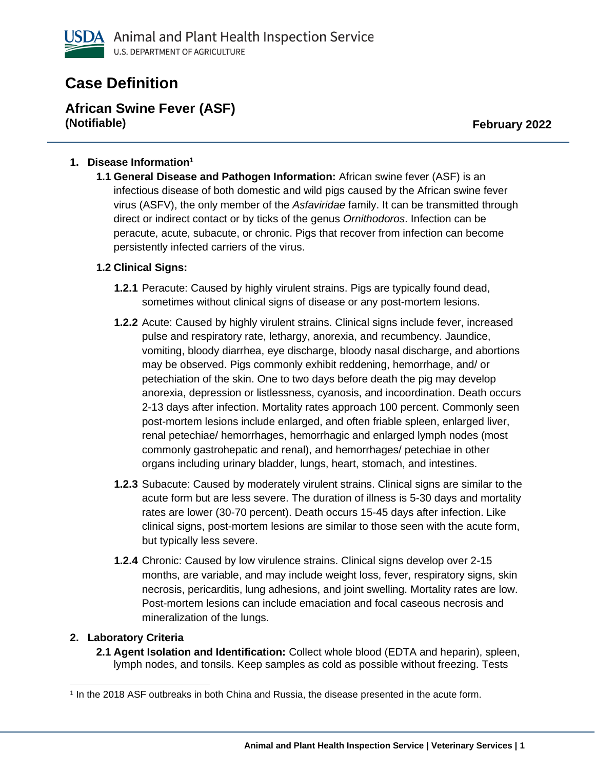USDA Animal and Plant Health Inspection Service
U.S. DEPARTMENT OF AGRICULTURE

# Case Definition

## African Swine Fever (ASF)
**(Notifiable)**

**February 2022**

### 1. Disease Information[1]

**1.1 General Disease and Pathogen Information:** African swine fever (ASF) is an infectious disease of both domestic and wild pigs caused by the African swine fever virus (ASFV), the only member of the *Asfaviridae* family. It can be transmitted through direct or indirect contact or by ticks of the genus *Ornithodoros*. Infection can be peracute, acute, subacute, or chronic. Pigs that recover from infection can become persistently infected carriers of the virus.

**1.2 Clinical Signs:**

**1.2.1** Peracute: Caused by highly virulent strains. Pigs are typically found dead, sometimes without clinical signs of disease or any post-mortem lesions.

**1.2.2** Acute: Caused by highly virulent strains. Clinical signs include fever, increased pulse and respiratory rate, lethargy, anorexia, and recumbency. Jaundice, vomiting, bloody diarrhea, eye discharge, bloody nasal discharge, and abortions may be observed. Pigs commonly exhibit reddening, hemorrhage, and/ or petechiation of the skin. One to two days before death the pig may develop anorexia, depression or listlessness, cyanosis, and incoordination. Death occurs 2-13 days after infection. Mortality rates approach 100 percent. Commonly seen post-mortem lesions include enlarged, and often friable spleen, enlarged liver, renal petechiae/ hemorrhages, hemorrhagic and enlarged lymph nodes (most commonly gastrohepatic and renal), and hemorrhages/ petechiae in other organs including urinary bladder, lungs, heart, stomach, and intestines.

**1.2.3** Subacute: Caused by moderately virulent strains. Clinical signs are similar to the acute form but are less severe. The duration of illness is 5-30 days and mortality rates are lower (30-70 percent). Death occurs 15-45 days after infection. Like clinical signs, post-mortem lesions are similar to those seen with the acute form, but typically less severe.

**1.2.4** Chronic: Caused by low virulence strains. Clinical signs develop over 2-15 months, are variable, and may include weight loss, fever, respiratory signs, skin necrosis, pericarditis, lung adhesions, and joint swelling. Mortality rates are low. Post-mortem lesions can include emaciation and focal caseous necrosis and mineralization of the lungs.

### 2. Laboratory Criteria

**2.1 Agent Isolation and Identification:** Collect whole blood (EDTA and heparin), spleen, lymph nodes, and tonsils. Keep samples as cold as possible without freezing. Tests

[1] In the 2018 ASF outbreaks in both China and Russia, the disease presented in the acute form.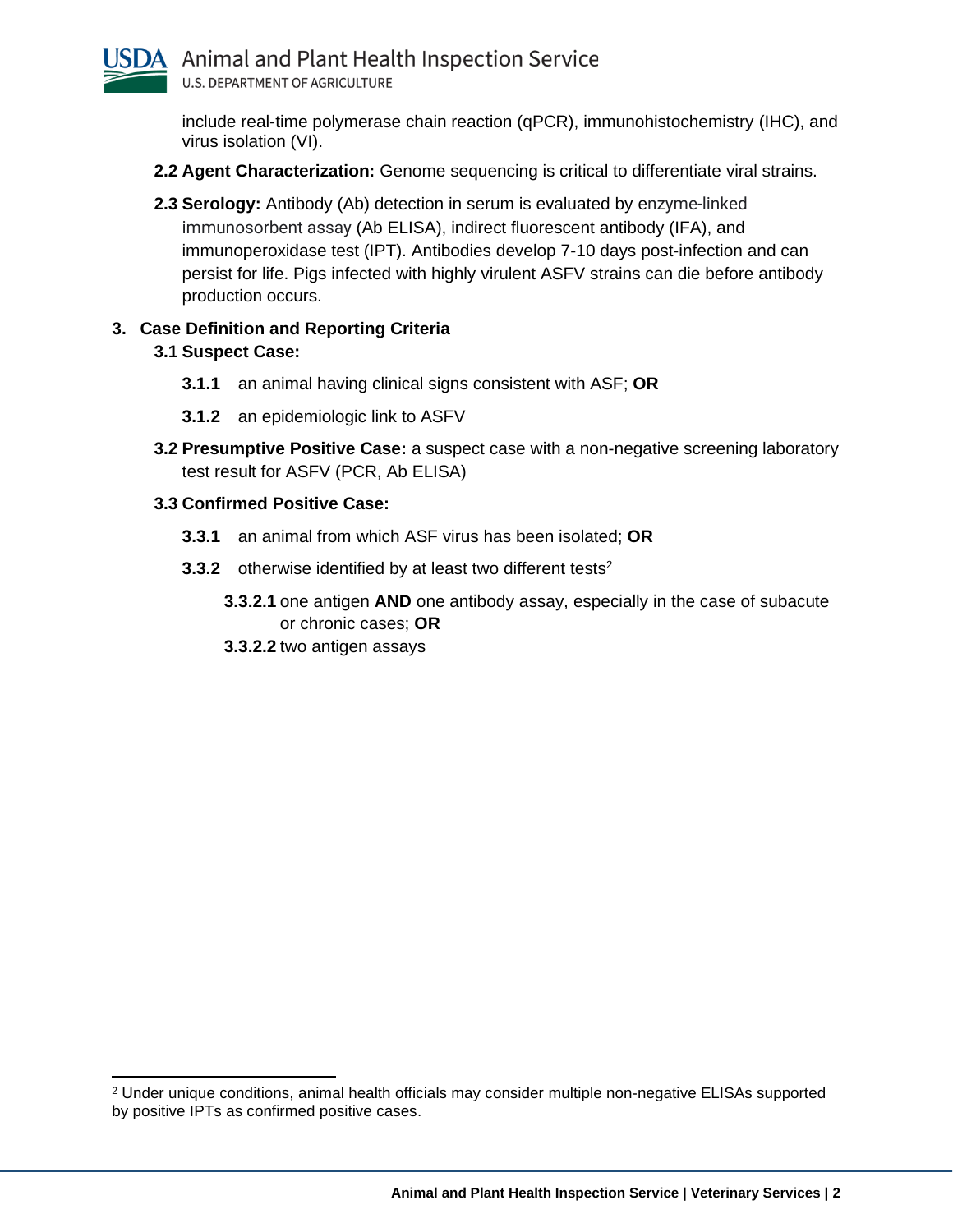include real-time polymerase chain reaction (qPCR), immunohistochemistry (IHC), and virus isolation (VI).

**2.2 Agent Characterization:** Genome sequencing is critical to differentiate viral strains.

**2.3 Serology:** Antibody (Ab) detection in serum is evaluated by enzyme-linked immunosorbent assay (Ab ELISA), indirect fluorescent antibody (IFA), and immunoperoxidase test (IPT). Antibodies develop 7-10 days post-infection and can persist for life. Pigs infected with highly virulent ASFV strains can die before antibody production occurs.

## 3. Case Definition and Reporting Criteria

### 3.1 Suspect Case:

**3.1.1** an animal having clinical signs consistent with ASF; **OR**

**3.1.2** an epidemiologic link to ASFV

**3.2 Presumptive Positive Case:** a suspect case with a non-negative screening laboratory test result for ASFV (PCR, Ab ELISA)

### 3.3 Confirmed Positive Case:

**3.3.1** an animal from which ASF virus has been isolated; **OR**

**3.3.2** otherwise identified by at least two different tests[2]

- **3.3.2.1** one antigen **AND** one antibody assay, especially in the case of subacute or chronic cases; **OR**
- **3.3.2.2** two antigen assays

---

[2] Under unique conditions, animal health officials may consider multiple non-negative ELISAs supported by positive IPTs as confirmed positive cases.